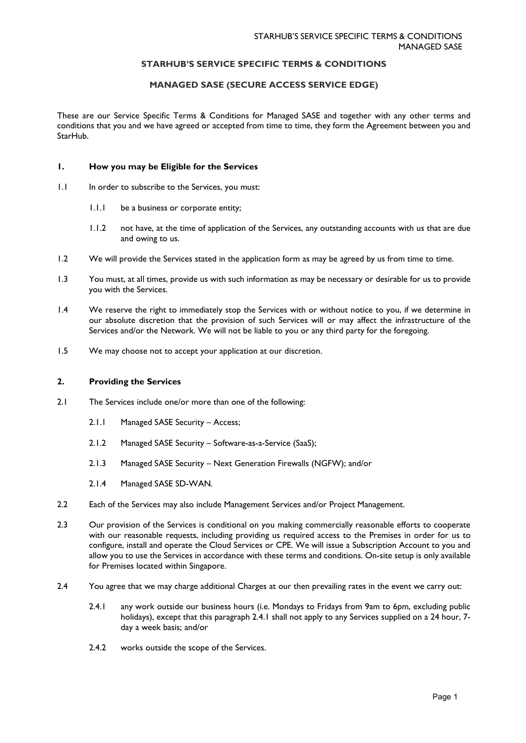**STARHUB'S SERVICE SPECIFIC TERMS & CONDITIONS**

**MANAGED SASE (SECURE ACCESS SERVICE EDGE)**

These are our Service Specific Terms & Conditions for Managed SASE and together with any other terms and conditions that you and we have agreed or accepted from time to time, they form the Agreement between you and StarHub.

## 1. How you may be Eligible for the Services

1.1 In order to subscribe to the Services, you must:

1.1.1 be a business or corporate entity;

1.1.2 not have, at the time of application of the Services, any outstanding accounts with us that are due and owing to us.

1.2 We will provide the Services stated in the application form as may be agreed by us from time to time.

1.3 You must, at all times, provide us with such information as may be necessary or desirable for us to provide you with the Services.

1.4 We reserve the right to immediately stop the Services with or without notice to you, if we determine in our absolute discretion that the provision of such Services will or may affect the infrastructure of the Services and/or the Network. We will not be liable to you or any third party for the foregoing.

1.5 We may choose not to accept your application at our discretion.

## 2. Providing the Services

2.1 The Services include one/or more than one of the following:

2.1.1 Managed SASE Security – Access;

2.1.2 Managed SASE Security – Software-as-a-Service (SaaS);

2.1.3 Managed SASE Security – Next Generation Firewalls (NGFW); and/or

2.1.4 Managed SASE SD-WAN.

2.2 Each of the Services may also include Management Services and/or Project Management.

2.3 Our provision of the Services is conditional on you making commercially reasonable efforts to cooperate with our reasonable requests, including providing us required access to the Premises in order for us to configure, install and operate the Cloud Services or CPE. We will issue a Subscription Account to you and allow you to use the Services in accordance with these terms and conditions. On-site setup is only available for Premises located within Singapore.

2.4 You agree that we may charge additional Charges at our then prevailing rates in the event we carry out:

2.4.1 any work outside our business hours (i.e. Mondays to Fridays from 9am to 6pm, excluding public holidays), except that this paragraph 2.4.1 shall not apply to any Services supplied on a 24 hour, 7-day a week basis; and/or

2.4.2 works outside the scope of the Services.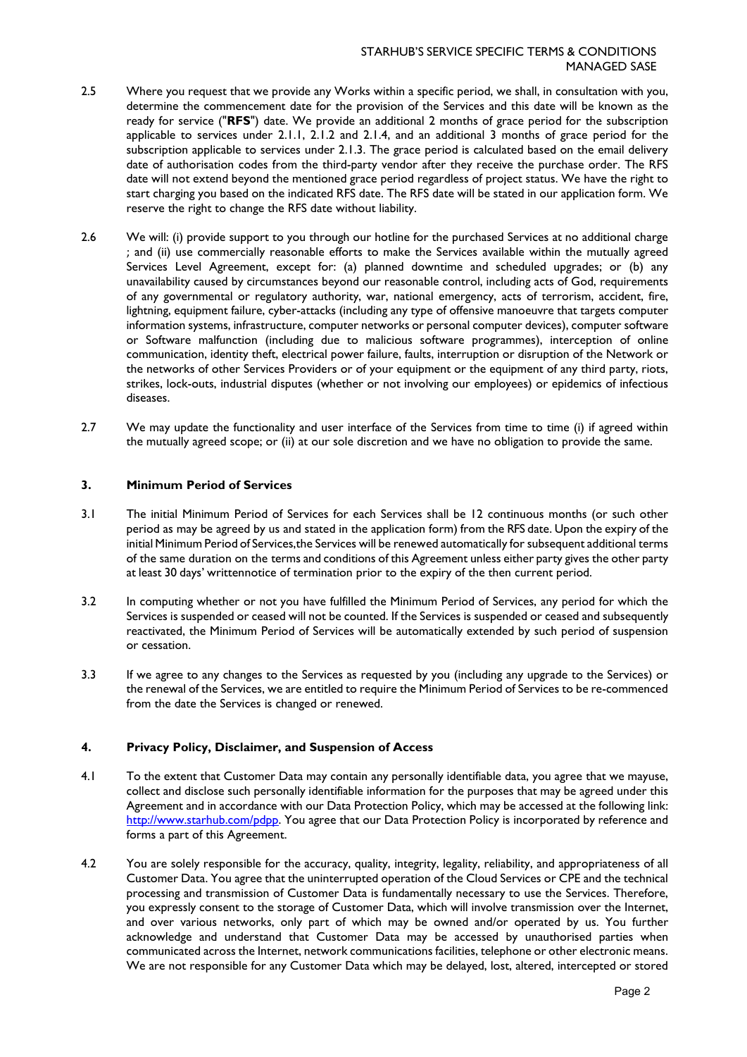2.5 Where you request that we provide any Works within a specific period, we shall, in consultation with you, determine the commencement date for the provision of the Services and this date will be known as the ready for service ("**RFS**") date. We provide an additional 2 months of grace period for the subscription applicable to services under 2.1.1, 2.1.2 and 2.1.4, and an additional 3 months of grace period for the subscription applicable to services under 2.1.3. The grace period is calculated based on the email delivery date of authorisation codes from the third-party vendor after they receive the purchase order. The RFS date will not extend beyond the mentioned grace period regardless of project status. We have the right to start charging you based on the indicated RFS date. The RFS date will be stated in our application form. We reserve the right to change the RFS date without liability.

2.6 We will: (i) provide support to you through our hotline for the purchased Services at no additional charge ; and (ii) use commercially reasonable efforts to make the Services available within the mutually agreed Services Level Agreement, except for: (a) planned downtime and scheduled upgrades; or (b) any unavailability caused by circumstances beyond our reasonable control, including acts of God, requirements of any governmental or regulatory authority, war, national emergency, acts of terrorism, accident, fire, lightning, equipment failure, cyber-attacks (including any type of offensive manoeuvre that targets computer information systems, infrastructure, computer networks or personal computer devices), computer software or Software malfunction (including due to malicious software programmes), interception of online communication, identity theft, electrical power failure, faults, interruption or disruption of the Network or the networks of other Services Providers or of your equipment or the equipment of any third party, riots, strikes, lock-outs, industrial disputes (whether or not involving our employees) or epidemics of infectious diseases.

2.7 We may update the functionality and user interface of the Services from time to time (i) if agreed within the mutually agreed scope; or (ii) at our sole discretion and we have no obligation to provide the same.

## 3. Minimum Period of Services

3.1 The initial Minimum Period of Services for each Services shall be 12 continuous months (or such other period as may be agreed by us and stated in the application form) from the RFS date. Upon the expiry of the initial Minimum Period of Services,the Services will be renewed automatically for subsequent additional terms of the same duration on the terms and conditions of this Agreement unless either party gives the other party at least 30 days' writtennotice of termination prior to the expiry of the then current period.

3.2 In computing whether or not you have fulfilled the Minimum Period of Services, any period for which the Services is suspended or ceased will not be counted. If the Services is suspended or ceased and subsequently reactivated, the Minimum Period of Services will be automatically extended by such period of suspension or cessation.

3.3 If we agree to any changes to the Services as requested by you (including any upgrade to the Services) or the renewal of the Services, we are entitled to require the Minimum Period of Services to be re-commenced from the date the Services is changed or renewed.

## 4. Privacy Policy, Disclaimer, and Suspension of Access

4.1 To the extent that Customer Data may contain any personally identifiable data, you agree that we mayuse, collect and disclose such personally identifiable information for the purposes that may be agreed under this Agreement and in accordance with our Data Protection Policy, which may be accessed at the following link: http://www.starhub.com/pdpp. You agree that our Data Protection Policy is incorporated by reference and forms a part of this Agreement.

4.2 You are solely responsible for the accuracy, quality, integrity, legality, reliability, and appropriateness of all Customer Data. You agree that the uninterrupted operation of the Cloud Services or CPE and the technical processing and transmission of Customer Data is fundamentally necessary to use the Services. Therefore, you expressly consent to the storage of Customer Data, which will involve transmission over the Internet, and over various networks, only part of which may be owned and/or operated by us. You further acknowledge and understand that Customer Data may be accessed by unauthorised parties when communicated across the Internet, network communications facilities, telephone or other electronic means. We are not responsible for any Customer Data which may be delayed, lost, altered, intercepted or stored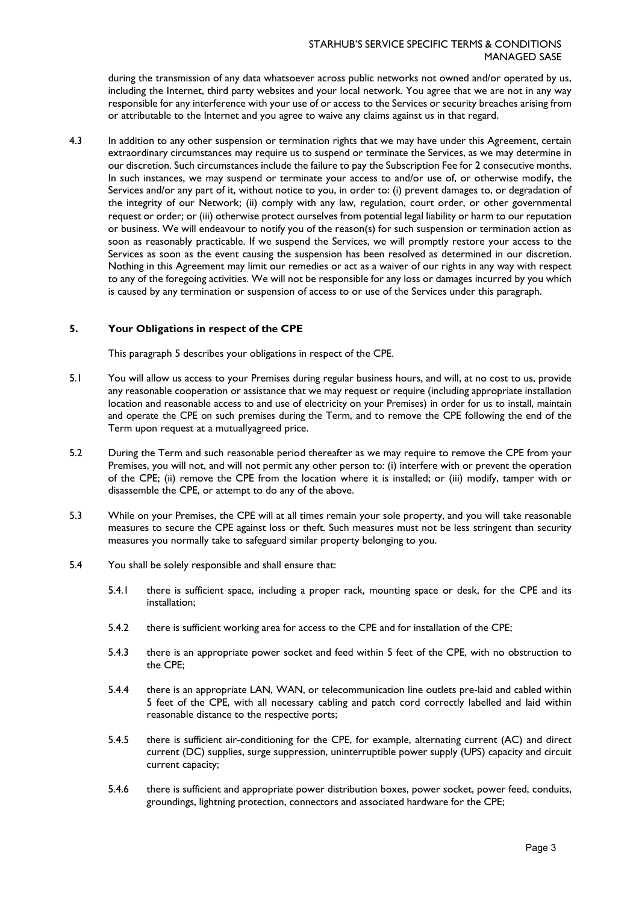during the transmission of any data whatsoever across public networks not owned and/or operated by us, including the Internet, third party websites and your local network. You agree that we are not in any way responsible for any interference with your use of or access to the Services or security breaches arising from or attributable to the Internet and you agree to waive any claims against us in that regard.

4.3 In addition to any other suspension or termination rights that we may have under this Agreement, certain extraordinary circumstances may require us to suspend or terminate the Services, as we may determine in our discretion. Such circumstances include the failure to pay the Subscription Fee for 2 consecutive months. In such instances, we may suspend or terminate your access to and/or use of, or otherwise modify, the Services and/or any part of it, without notice to you, in order to: (i) prevent damages to, or degradation of the integrity of our Network; (ii) comply with any law, regulation, court order, or other governmental request or order; or (iii) otherwise protect ourselves from potential legal liability or harm to our reputation or business. We will endeavour to notify you of the reason(s) for such suspension or termination action as soon as reasonably practicable. If we suspend the Services, we will promptly restore your access to the Services as soon as the event causing the suspension has been resolved as determined in our discretion. Nothing in this Agreement may limit our remedies or act as a waiver of our rights in any way with respect to any of the foregoing activities. We will not be responsible for any loss or damages incurred by you which is caused by any termination or suspension of access to or use of the Services under this paragraph.

## 5. Your Obligations in respect of the CPE

This paragraph 5 describes your obligations in respect of the CPE.

5.1 You will allow us access to your Premises during regular business hours, and will, at no cost to us, provide any reasonable cooperation or assistance that we may request or require (including appropriate installation location and reasonable access to and use of electricity on your Premises) in order for us to install, maintain and operate the CPE on such premises during the Term, and to remove the CPE following the end of the Term upon request at a mutuallyagreed price.

5.2 During the Term and such reasonable period thereafter as we may require to remove the CPE from your Premises, you will not, and will not permit any other person to: (i) interfere with or prevent the operation of the CPE; (ii) remove the CPE from the location where it is installed; or (iii) modify, tamper with or disassemble the CPE, or attempt to do any of the above.

5.3 While on your Premises, the CPE will at all times remain your sole property, and you will take reasonable measures to secure the CPE against loss or theft. Such measures must not be less stringent than security measures you normally take to safeguard similar property belonging to you.

5.4 You shall be solely responsible and shall ensure that:

5.4.1 there is sufficient space, including a proper rack, mounting space or desk, for the CPE and its installation;

5.4.2 there is sufficient working area for access to the CPE and for installation of the CPE;

5.4.3 there is an appropriate power socket and feed within 5 feet of the CPE, with no obstruction to the CPE;

5.4.4 there is an appropriate LAN, WAN, or telecommunication line outlets pre-laid and cabled within 5 feet of the CPE, with all necessary cabling and patch cord correctly labelled and laid within reasonable distance to the respective ports;

5.4.5 there is sufficient air-conditioning for the CPE, for example, alternating current (AC) and direct current (DC) supplies, surge suppression, uninterruptible power supply (UPS) capacity and circuit current capacity;

5.4.6 there is sufficient and appropriate power distribution boxes, power socket, power feed, conduits, groundings, lightning protection, connectors and associated hardware for the CPE;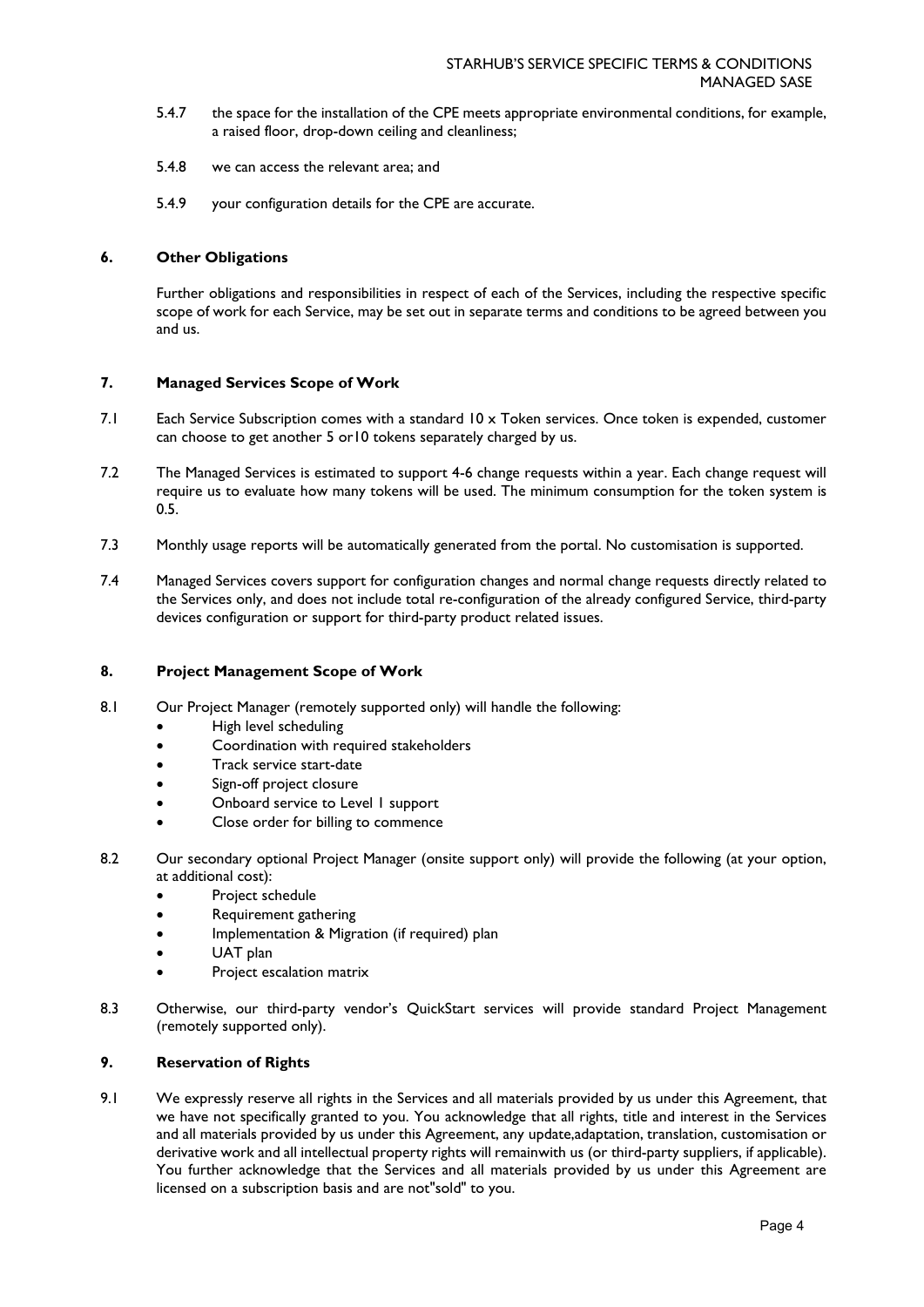5.4.7 the space for the installation of the CPE meets appropriate environmental conditions, for example, a raised floor, drop-down ceiling and cleanliness;

5.4.8 we can access the relevant area; and

5.4.9 your configuration details for the CPE are accurate.

## 6. Other Obligations

Further obligations and responsibilities in respect of each of the Services, including the respective specific scope of work for each Service, may be set out in separate terms and conditions to be agreed between you and us.

## 7. Managed Services Scope of Work

7.1 Each Service Subscription comes with a standard 10 x Token services. Once token is expended, customer can choose to get another 5 or10 tokens separately charged by us.

7.2 The Managed Services is estimated to support 4-6 change requests within a year. Each change request will require us to evaluate how many tokens will be used. The minimum consumption for the token system is 0.5.

7.3 Monthly usage reports will be automatically generated from the portal. No customisation is supported.

7.4 Managed Services covers support for configuration changes and normal change requests directly related to the Services only, and does not include total re-configuration of the already configured Service, third-party devices configuration or support for third-party product related issues.

## 8. Project Management Scope of Work

8.1 Our Project Manager (remotely supported only) will handle the following:

- High level scheduling
- Coordination with required stakeholders
- Track service start-date
- Sign-off project closure
- Onboard service to Level 1 support
- Close order for billing to commence

8.2 Our secondary optional Project Manager (onsite support only) will provide the following (at your option, at additional cost):

- Project schedule
- Requirement gathering
- Implementation & Migration (if required) plan
- UAT plan
- Project escalation matrix

8.3 Otherwise, our third-party vendor's QuickStart services will provide standard Project Management (remotely supported only).

## 9. Reservation of Rights

9.1 We expressly reserve all rights in the Services and all materials provided by us under this Agreement, that we have not specifically granted to you. You acknowledge that all rights, title and interest in the Services and all materials provided by us under this Agreement, any update,adaptation, translation, customisation or derivative work and all intellectual property rights will remainwith us (or third-party suppliers, if applicable). You further acknowledge that the Services and all materials provided by us under this Agreement are licensed on a subscription basis and are not"sold" to you.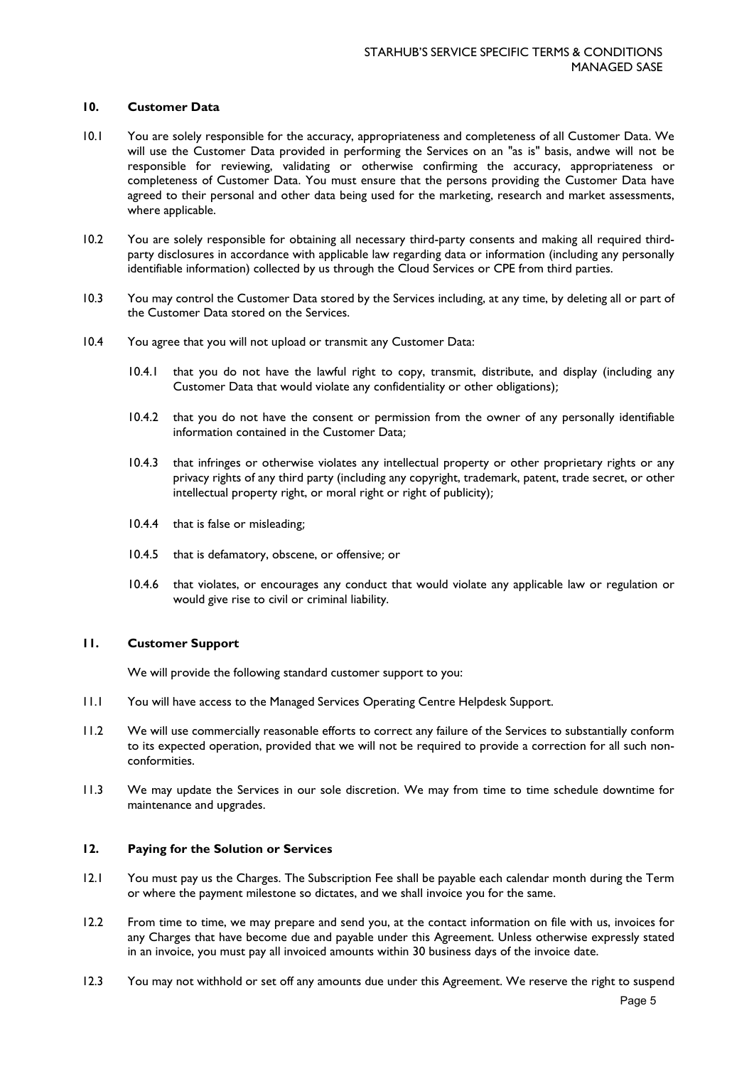## 10. Customer Data

10.1 You are solely responsible for the accuracy, appropriateness and completeness of all Customer Data. We will use the Customer Data provided in performing the Services on an "as is" basis, andwe will not be responsible for reviewing, validating or otherwise confirming the accuracy, appropriateness or completeness of Customer Data. You must ensure that the persons providing the Customer Data have agreed to their personal and other data being used for the marketing, research and market assessments, where applicable.

10.2 You are solely responsible for obtaining all necessary third-party consents and making all required third-party disclosures in accordance with applicable law regarding data or information (including any personally identifiable information) collected by us through the Cloud Services or CPE from third parties.

10.3 You may control the Customer Data stored by the Services including, at any time, by deleting all or part of the Customer Data stored on the Services.

10.4 You agree that you will not upload or transmit any Customer Data:

10.4.1 that you do not have the lawful right to copy, transmit, distribute, and display (including any Customer Data that would violate any confidentiality or other obligations);

10.4.2 that you do not have the consent or permission from the owner of any personally identifiable information contained in the Customer Data;

10.4.3 that infringes or otherwise violates any intellectual property or other proprietary rights or any privacy rights of any third party (including any copyright, trademark, patent, trade secret, or other intellectual property right, or moral right or right of publicity);

10.4.4 that is false or misleading;

10.4.5 that is defamatory, obscene, or offensive; or

10.4.6 that violates, or encourages any conduct that would violate any applicable law or regulation or would give rise to civil or criminal liability.

## 11. Customer Support

We will provide the following standard customer support to you:

11.1 You will have access to the Managed Services Operating Centre Helpdesk Support.

11.2 We will use commercially reasonable efforts to correct any failure of the Services to substantially conform to its expected operation, provided that we will not be required to provide a correction for all such non-conformities.

11.3 We may update the Services in our sole discretion. We may from time to time schedule downtime for maintenance and upgrades.

## 12. Paying for the Solution or Services

12.1 You must pay us the Charges. The Subscription Fee shall be payable each calendar month during the Term or where the payment milestone so dictates, and we shall invoice you for the same.

12.2 From time to time, we may prepare and send you, at the contact information on file with us, invoices for any Charges that have become due and payable under this Agreement. Unless otherwise expressly stated in an invoice, you must pay all invoiced amounts within 30 business days of the invoice date.

12.3 You may not withhold or set off any amounts due under this Agreement. We reserve the right to suspend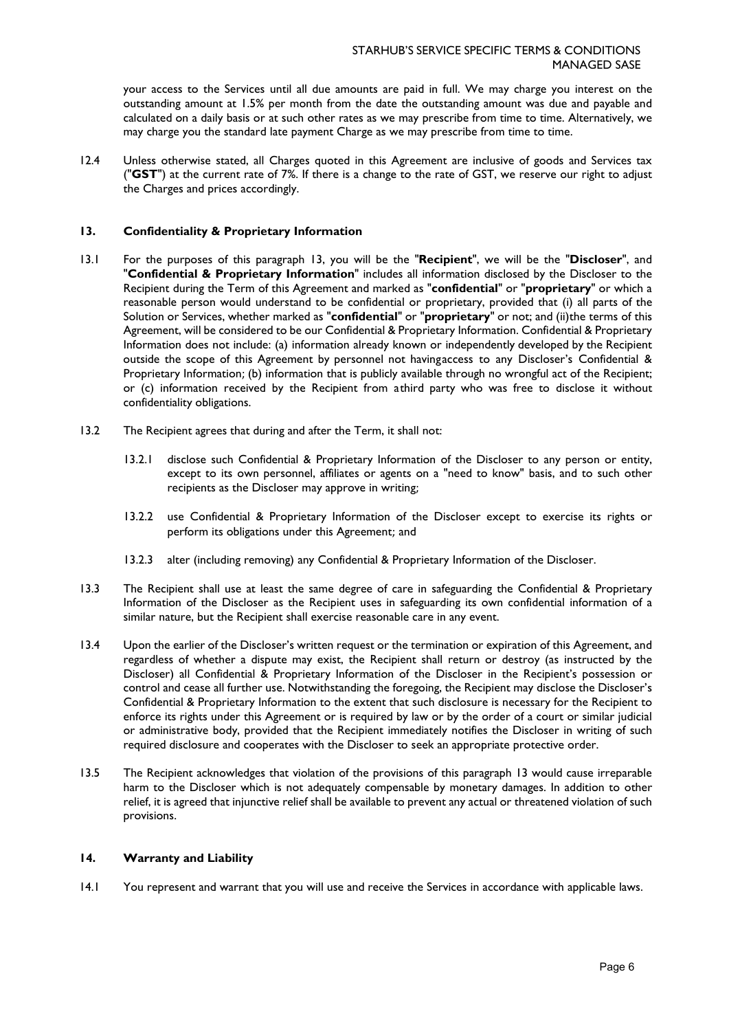your access to the Services until all due amounts are paid in full. We may charge you interest on the outstanding amount at 1.5% per month from the date the outstanding amount was due and payable and calculated on a daily basis or at such other rates as we may prescribe from time to time. Alternatively, we may charge you the standard late payment Charge as we may prescribe from time to time.

12.4 Unless otherwise stated, all Charges quoted in this Agreement are inclusive of goods and Services tax ("**GST**") at the current rate of 7%. If there is a change to the rate of GST, we reserve our right to adjust the Charges and prices accordingly.

## 13. Confidentiality & Proprietary Information

13.1 For the purposes of this paragraph 13, you will be the "**Recipient**", we will be the "**Discloser**", and "**Confidential & Proprietary Information**" includes all information disclosed by the Discloser to the Recipient during the Term of this Agreement and marked as "**confidential**" or "**proprietary**" or which a reasonable person would understand to be confidential or proprietary, provided that (i) all parts of the Solution or Services, whether marked as "**confidential**" or "**proprietary**" or not; and (ii)the terms of this Agreement, will be considered to be our Confidential & Proprietary Information. Confidential & Proprietary Information does not include: (a) information already known or independently developed by the Recipient outside the scope of this Agreement by personnel not havingaccess to any Discloser's Confidential & Proprietary Information; (b) information that is publicly available through no wrongful act of the Recipient; or (c) information received by the Recipient from athird party who was free to disclose it without confidentiality obligations.

13.2 The Recipient agrees that during and after the Term, it shall not:

13.2.1 disclose such Confidential & Proprietary Information of the Discloser to any person or entity, except to its own personnel, affiliates or agents on a "need to know" basis, and to such other recipients as the Discloser may approve in writing;

13.2.2 use Confidential & Proprietary Information of the Discloser except to exercise its rights or perform its obligations under this Agreement; and

13.2.3 alter (including removing) any Confidential & Proprietary Information of the Discloser.

13.3 The Recipient shall use at least the same degree of care in safeguarding the Confidential & Proprietary Information of the Discloser as the Recipient uses in safeguarding its own confidential information of a similar nature, but the Recipient shall exercise reasonable care in any event.

13.4 Upon the earlier of the Discloser's written request or the termination or expiration of this Agreement, and regardless of whether a dispute may exist, the Recipient shall return or destroy (as instructed by the Discloser) all Confidential & Proprietary Information of the Discloser in the Recipient's possession or control and cease all further use. Notwithstanding the foregoing, the Recipient may disclose the Discloser's Confidential & Proprietary Information to the extent that such disclosure is necessary for the Recipient to enforce its rights under this Agreement or is required by law or by the order of a court or similar judicial or administrative body, provided that the Recipient immediately notifies the Discloser in writing of such required disclosure and cooperates with the Discloser to seek an appropriate protective order.

13.5 The Recipient acknowledges that violation of the provisions of this paragraph 13 would cause irreparable harm to the Discloser which is not adequately compensable by monetary damages. In addition to other relief, it is agreed that injunctive relief shall be available to prevent any actual or threatened violation of such provisions.

## 14. Warranty and Liability

14.1 You represent and warrant that you will use and receive the Services in accordance with applicable laws.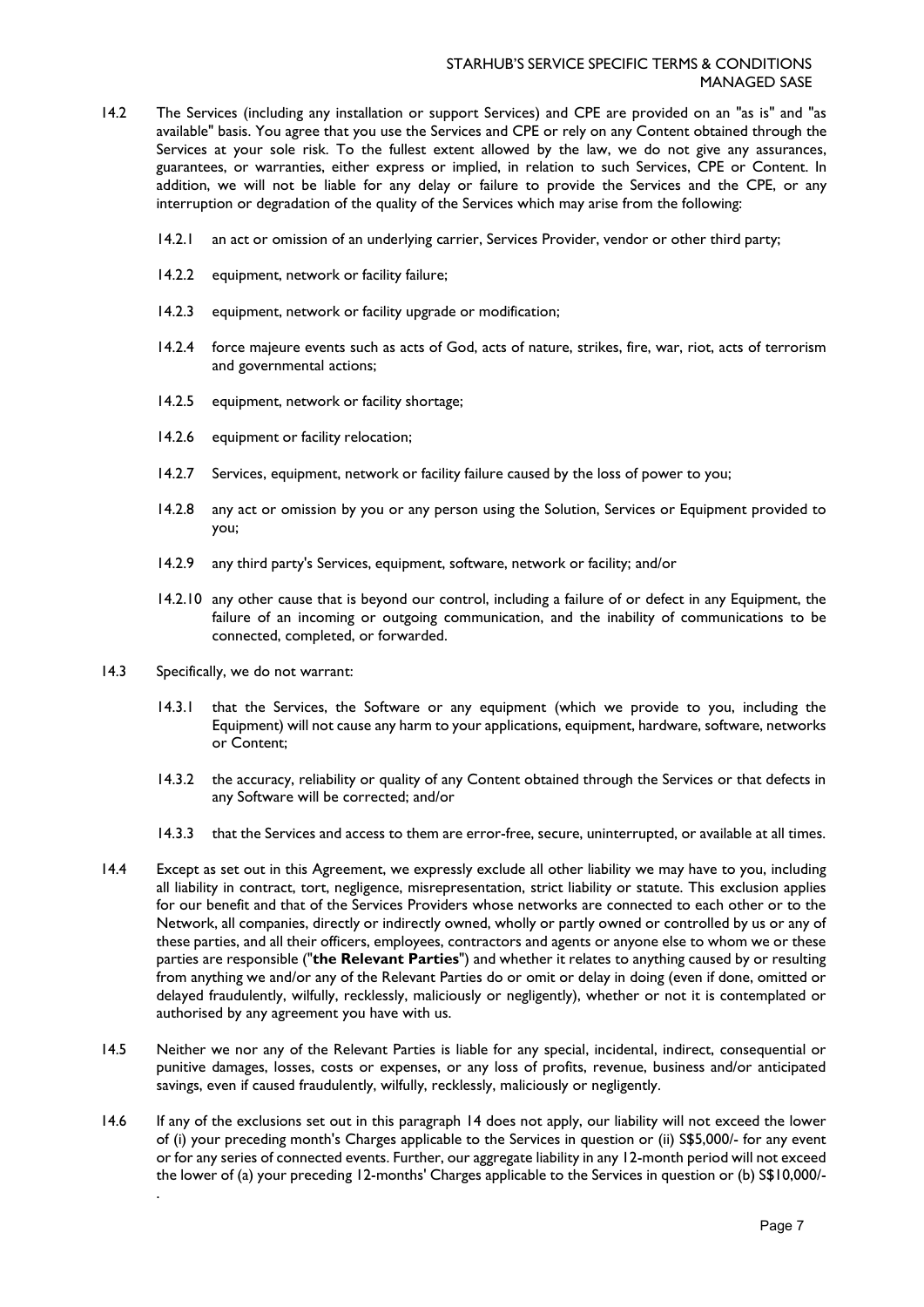14.2 The Services (including any installation or support Services) and CPE are provided on an "as is" and "as available" basis. You agree that you use the Services and CPE or rely on any Content obtained through the Services at your sole risk. To the fullest extent allowed by the law, we do not give any assurances, guarantees, or warranties, either express or implied, in relation to such Services, CPE or Content. In addition, we will not be liable for any delay or failure to provide the Services and the CPE, or any interruption or degradation of the quality of the Services which may arise from the following:

   14.2.1 an act or omission of an underlying carrier, Services Provider, vendor or other third party;

   14.2.2 equipment, network or facility failure;

   14.2.3 equipment, network or facility upgrade or modification;

   14.2.4 force majeure events such as acts of God, acts of nature, strikes, fire, war, riot, acts of terrorism and governmental actions;

   14.2.5 equipment, network or facility shortage;

   14.2.6 equipment or facility relocation;

   14.2.7 Services, equipment, network or facility failure caused by the loss of power to you;

   14.2.8 any act or omission by you or any person using the Solution, Services or Equipment provided to you;

   14.2.9 any third party's Services, equipment, software, network or facility; and/or

   14.2.10 any other cause that is beyond our control, including a failure of or defect in any Equipment, the failure of an incoming or outgoing communication, and the inability of communications to be connected, completed, or forwarded.

14.3 Specifically, we do not warrant:

   14.3.1 that the Services, the Software or any equipment (which we provide to you, including the Equipment) will not cause any harm to your applications, equipment, hardware, software, networks or Content;

   14.3.2 the accuracy, reliability or quality of any Content obtained through the Services or that defects in any Software will be corrected; and/or

   14.3.3 that the Services and access to them are error-free, secure, uninterrupted, or available at all times.

14.4 Except as set out in this Agreement, we expressly exclude all other liability we may have to you, including all liability in contract, tort, negligence, misrepresentation, strict liability or statute. This exclusion applies for our benefit and that of the Services Providers whose networks are connected to each other or to the Network, all companies, directly or indirectly owned, wholly or partly owned or controlled by us or any of these parties, and all their officers, employees, contractors and agents or anyone else to whom we or these parties are responsible ("**the Relevant Parties**") and whether it relates to anything caused by or resulting from anything we and/or any of the Relevant Parties do or omit or delay in doing (even if done, omitted or delayed fraudulently, wilfully, recklessly, maliciously or negligently), whether or not it is contemplated or authorised by any agreement you have with us.

14.5 Neither we nor any of the Relevant Parties is liable for any special, incidental, indirect, consequential or punitive damages, losses, costs or expenses, or any loss of profits, revenue, business and/or anticipated savings, even if caused fraudulently, wilfully, recklessly, maliciously or negligently.

14.6 If any of the exclusions set out in this paragraph 14 does not apply, our liability will not exceed the lower of (i) your preceding month's Charges applicable to the Services in question or (ii) S$5,000/- for any event or for any series of connected events. Further, our aggregate liability in any 12-month period will not exceed the lower of (a) your preceding 12-months' Charges applicable to the Services in question or (b) S$10,000/-.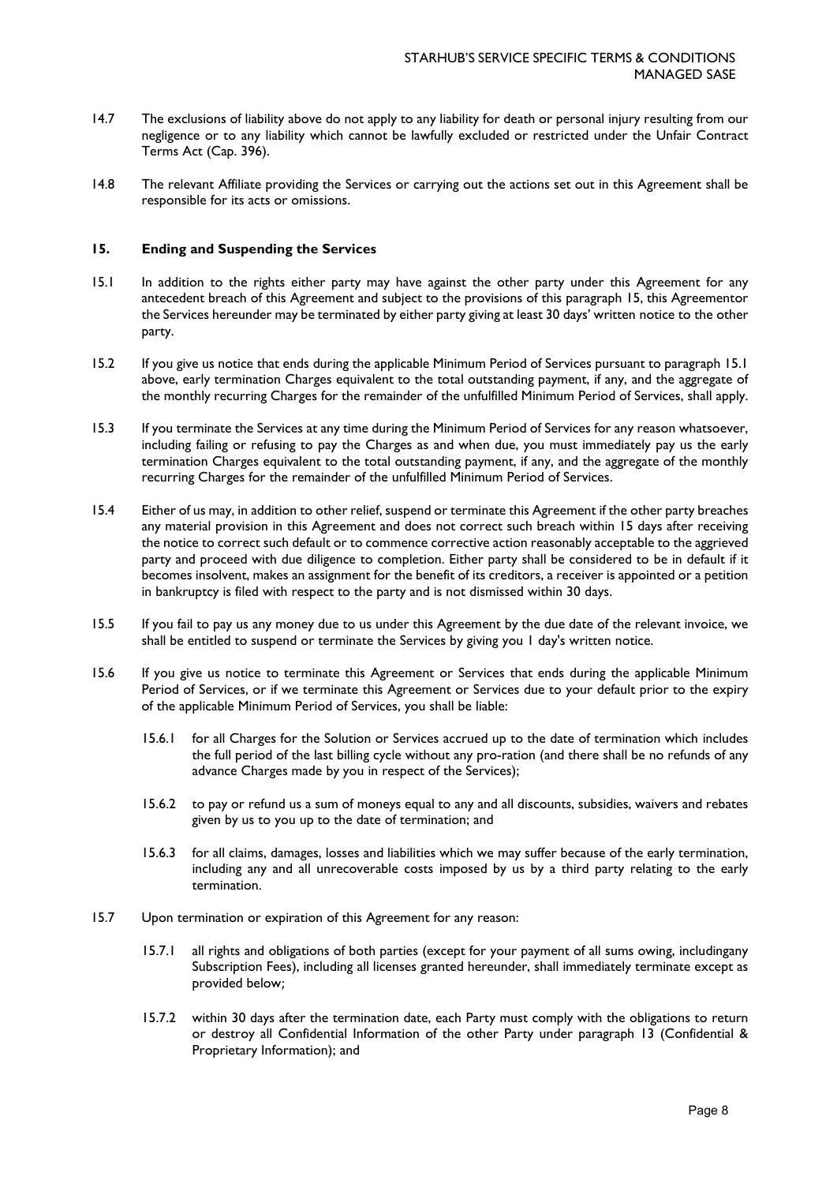14.7 The exclusions of liability above do not apply to any liability for death or personal injury resulting from our negligence or to any liability which cannot be lawfully excluded or restricted under the Unfair Contract Terms Act (Cap. 396).

14.8 The relevant Affiliate providing the Services or carrying out the actions set out in this Agreement shall be responsible for its acts or omissions.

## 15. Ending and Suspending the Services

15.1 In addition to the rights either party may have against the other party under this Agreement for any antecedent breach of this Agreement and subject to the provisions of this paragraph 15, this Agreementor the Services hereunder may be terminated by either party giving at least 30 days' written notice to the other party.

15.2 If you give us notice that ends during the applicable Minimum Period of Services pursuant to paragraph 15.1 above, early termination Charges equivalent to the total outstanding payment, if any, and the aggregate of the monthly recurring Charges for the remainder of the unfulfilled Minimum Period of Services, shall apply.

15.3 If you terminate the Services at any time during the Minimum Period of Services for any reason whatsoever, including failing or refusing to pay the Charges as and when due, you must immediately pay us the early termination Charges equivalent to the total outstanding payment, if any, and the aggregate of the monthly recurring Charges for the remainder of the unfulfilled Minimum Period of Services.

15.4 Either of us may, in addition to other relief, suspend or terminate this Agreement if the other party breaches any material provision in this Agreement and does not correct such breach within 15 days after receiving the notice to correct such default or to commence corrective action reasonably acceptable to the aggrieved party and proceed with due diligence to completion. Either party shall be considered to be in default if it becomes insolvent, makes an assignment for the benefit of its creditors, a receiver is appointed or a petition in bankruptcy is filed with respect to the party and is not dismissed within 30 days.

15.5 If you fail to pay us any money due to us under this Agreement by the due date of the relevant invoice, we shall be entitled to suspend or terminate the Services by giving you 1 day's written notice.

15.6 If you give us notice to terminate this Agreement or Services that ends during the applicable Minimum Period of Services, or if we terminate this Agreement or Services due to your default prior to the expiry of the applicable Minimum Period of Services, you shall be liable:

15.6.1 for all Charges for the Solution or Services accrued up to the date of termination which includes the full period of the last billing cycle without any pro-ration (and there shall be no refunds of any advance Charges made by you in respect of the Services);

15.6.2 to pay or refund us a sum of moneys equal to any and all discounts, subsidies, waivers and rebates given by us to you up to the date of termination; and

15.6.3 for all claims, damages, losses and liabilities which we may suffer because of the early termination, including any and all unrecoverable costs imposed by us by a third party relating to the early termination.

15.7 Upon termination or expiration of this Agreement for any reason:

15.7.1 all rights and obligations of both parties (except for your payment of all sums owing, includingany Subscription Fees), including all licenses granted hereunder, shall immediately terminate except as provided below;

15.7.2 within 30 days after the termination date, each Party must comply with the obligations to return or destroy all Confidential Information of the other Party under paragraph 13 (Confidential & Proprietary Information); and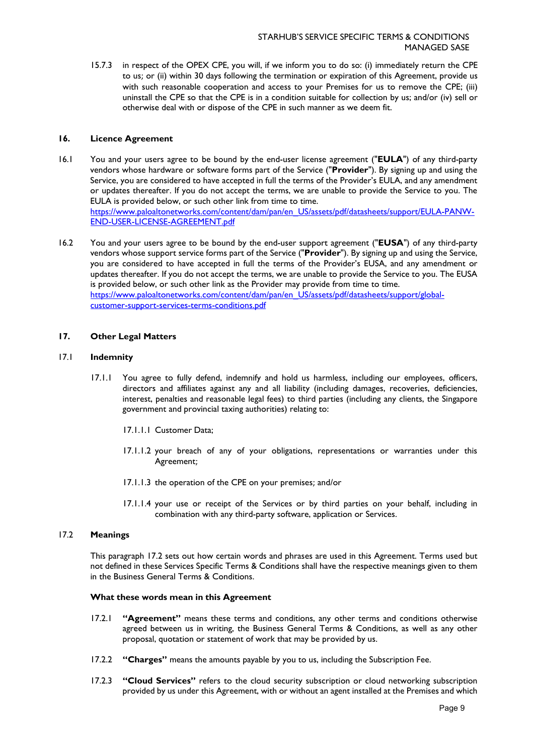15.7.3 in respect of the OPEX CPE, you will, if we inform you to do so: (i) immediately return the CPE to us; or (ii) within 30 days following the termination or expiration of this Agreement, provide us with such reasonable cooperation and access to your Premises for us to remove the CPE; (iii) uninstall the CPE so that the CPE is in a condition suitable for collection by us; and/or (iv) sell or otherwise deal with or dispose of the CPE in such manner as we deem fit.

## 16. Licence Agreement

16.1 You and your users agree to be bound by the end-user license agreement ("**EULA**") of any third-party vendors whose hardware or software forms part of the Service ("**Provider**"). By signing up and using the Service, you are considered to have accepted in full the terms of the Provider's EULA, and any amendment or updates thereafter. If you do not accept the terms, we are unable to provide the Service to you. The EULA is provided below, or such other link from time to time.
https://www.paloaltonetworks.com/content/dam/pan/en_US/assets/pdf/datasheets/support/EULA-PANW-END-USER-LICENSE-AGREEMENT.pdf

16.2 You and your users agree to be bound by the end-user support agreement ("**EUSA**") of any third-party vendors whose support service forms part of the Service ("**Provider**"). By signing up and using the Service, you are considered to have accepted in full the terms of the Provider's EUSA, and any amendment or updates thereafter. If you do not accept the terms, we are unable to provide the Service to you. The EUSA is provided below, or such other link as the Provider may provide from time to time.
https://www.paloaltonetworks.com/content/dam/pan/en_US/assets/pdf/datasheets/support/global-customer-support-services-terms-conditions.pdf

## 17. Other Legal Matters

### 17.1 Indemnity

17.1.1 You agree to fully defend, indemnify and hold us harmless, including our employees, officers, directors and affiliates against any and all liability (including damages, recoveries, deficiencies, interest, penalties and reasonable legal fees) to third parties (including any clients, the Singapore government and provincial taxing authorities) relating to:

17.1.1.1 Customer Data;

17.1.1.2 your breach of any of your obligations, representations or warranties under this Agreement;

17.1.1.3 the operation of the CPE on your premises; and/or

17.1.1.4 your use or receipt of the Services or by third parties on your behalf, including in combination with any third-party software, application or Services.

### 17.2 Meanings

This paragraph 17.2 sets out how certain words and phrases are used in this Agreement. Terms used but not defined in these Services Specific Terms & Conditions shall have the respective meanings given to them in the Business General Terms & Conditions.

**What these words mean in this Agreement**

17.2.1 **"Agreement"** means these terms and conditions, any other terms and conditions otherwise agreed between us in writing, the Business General Terms & Conditions, as well as any other proposal, quotation or statement of work that may be provided by us.

17.2.2 **"Charges"** means the amounts payable by you to us, including the Subscription Fee.

17.2.3 **"Cloud Services"** refers to the cloud security subscription or cloud networking subscription provided by us under this Agreement, with or without an agent installed at the Premises and which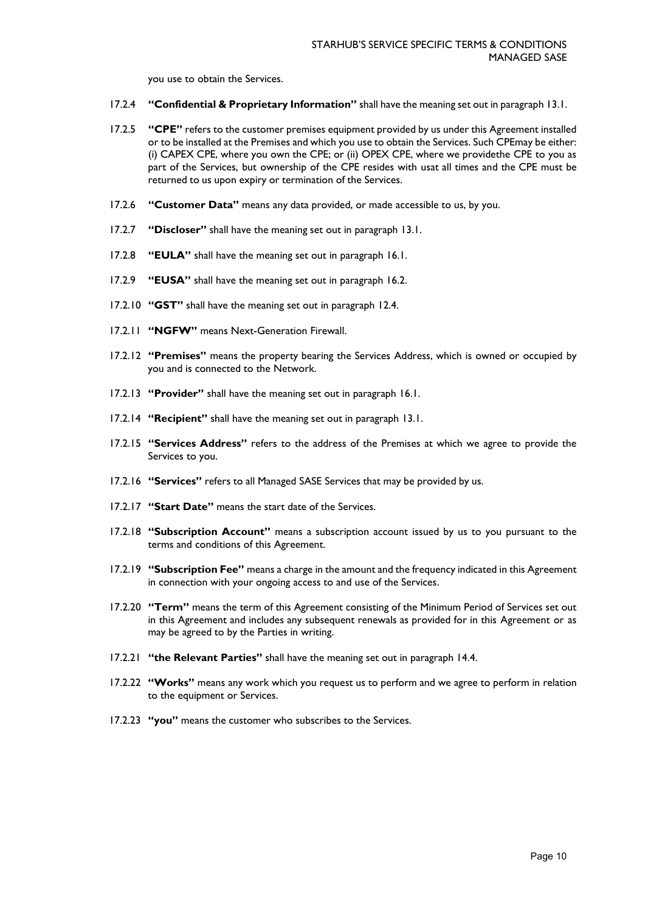you use to obtain the Services.

17.2.4 **"Confidential & Proprietary Information"** shall have the meaning set out in paragraph 13.1.

17.2.5 **"CPE"** refers to the customer premises equipment provided by us under this Agreement installed or to be installed at the Premises and which you use to obtain the Services. Such CPEmay be either: (i) CAPEX CPE, where you own the CPE; or (ii) OPEX CPE, where we providethe CPE to you as part of the Services, but ownership of the CPE resides with usat all times and the CPE must be returned to us upon expiry or termination of the Services.

17.2.6 **"Customer Data"** means any data provided, or made accessible to us, by you.

17.2.7 **"Discloser"** shall have the meaning set out in paragraph 13.1.

17.2.8 **"EULA"** shall have the meaning set out in paragraph 16.1.

17.2.9 **"EUSA"** shall have the meaning set out in paragraph 16.2.

17.2.10 **"GST"** shall have the meaning set out in paragraph 12.4.

17.2.11 **"NGFW"** means Next-Generation Firewall.

17.2.12 **"Premises"** means the property bearing the Services Address, which is owned or occupied by you and is connected to the Network.

17.2.13 **"Provider"** shall have the meaning set out in paragraph 16.1.

17.2.14 **"Recipient"** shall have the meaning set out in paragraph 13.1.

17.2.15 **"Services Address"** refers to the address of the Premises at which we agree to provide the Services to you.

17.2.16 **"Services"** refers to all Managed SASE Services that may be provided by us.

17.2.17 **"Start Date"** means the start date of the Services.

17.2.18 **"Subscription Account"** means a subscription account issued by us to you pursuant to the terms and conditions of this Agreement.

17.2.19 **"Subscription Fee"** means a charge in the amount and the frequency indicated in this Agreement in connection with your ongoing access to and use of the Services.

17.2.20 **"Term"** means the term of this Agreement consisting of the Minimum Period of Services set out in this Agreement and includes any subsequent renewals as provided for in this Agreement or as may be agreed to by the Parties in writing.

17.2.21 **"the Relevant Parties"** shall have the meaning set out in paragraph 14.4.

17.2.22 **"Works"** means any work which you request us to perform and we agree to perform in relation to the equipment or Services.

17.2.23 **"you"** means the customer who subscribes to the Services.